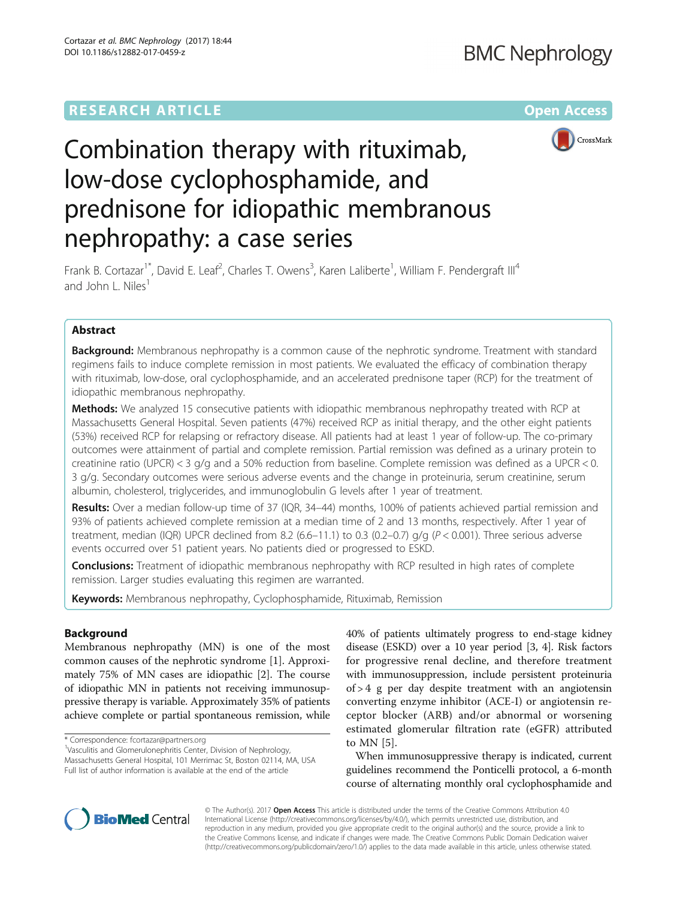# RESEARCH ARTICLE

# Combination therapy with rituximab, low-dose cyclophosphamide, and prednisone for idiopathic membranous nephropathy: a case series

Frank B. Cortazar[1*], David E. Leaf[2], Charles T. Owens[3], Karen Laliberte[1], William F. Pendergraft III[4] and John L. Niles[1]

## Abstract

**Background:** Membranous nephropathy is a common cause of the nephrotic syndrome. Treatment with standard regimens fails to induce complete remission in most patients. We evaluated the efficacy of combination therapy with rituximab, low-dose, oral cyclophosphamide, and an accelerated prednisone taper (RCP) for the treatment of idiopathic membranous nephropathy.

**Methods:** We analyzed 15 consecutive patients with idiopathic membranous nephropathy treated with RCP at Massachusetts General Hospital. Seven patients (47%) received RCP as initial therapy, and the other eight patients (53%) received RCP for relapsing or refractory disease. All patients had at least 1 year of follow-up. The co-primary outcomes were attainment of partial and complete remission. Partial remission was defined as a urinary protein to creatinine ratio (UPCR) < 3 g/g and a 50% reduction from baseline. Complete remission was defined as a UPCR < 0.3 g/g. Secondary outcomes were serious adverse events and the change in proteinuria, serum creatinine, serum albumin, cholesterol, triglycerides, and immunoglobulin G levels after 1 year of treatment.

**Results:** Over a median follow-up time of 37 (IQR, 34–44) months, 100% of patients achieved partial remission and 93% of patients achieved complete remission at a median time of 2 and 13 months, respectively. After 1 year of treatment, median (IQR) UPCR declined from 8.2 (6.6–11.1) to 0.3 (0.2–0.7) g/g ($P < 0.001$). Three serious adverse events occurred over 51 patient years. No patients died or progressed to ESKD.

**Conclusions:** Treatment of idiopathic membranous nephropathy with RCP resulted in high rates of complete remission. Larger studies evaluating this regimen are warranted.

**Keywords:** Membranous nephropathy, Cyclophosphamide, Rituximab, Remission

## Background

Membranous nephropathy (MN) is one of the most common causes of the nephrotic syndrome [1]. Approximately 75% of MN cases are idiopathic [2]. The course of idiopathic MN in patients not receiving immunosuppressive therapy is variable. Approximately 35% of patients achieve complete or partial spontaneous remission, while 40% of patients ultimately progress to end-stage kidney disease (ESKD) over a 10 year period [3, 4]. Risk factors for progressive renal decline, and therefore treatment with immunosuppression, include persistent proteinuria of > 4 g per day despite treatment with an angiotensin converting enzyme inhibitor (ACE-I) or angiotensin receptor blocker (ARB) and/or abnormal or worsening estimated glomerular filtration rate (eGFR) attributed to MN [5].

When immunosuppressive therapy is indicated, current guidelines recommend the Ponticelli protocol, a 6-month course of alternating monthly oral cyclophosphamide and

\* Correspondence: fcortazar@partners.org
[1]Vasculitis and Glomerulonephritis Center, Division of Nephrology, Massachusetts General Hospital, 101 Merrimac St, Boston 02114, MA, USA
Full list of author information is available at the end of the article

© The Author(s). 2017 **Open Access** This article is distributed under the terms of the Creative Commons Attribution 4.0 International License (http://creativecommons.org/licenses/by/4.0/), which permits unrestricted use, distribution, and reproduction in any medium, provided you give appropriate credit to the original author(s) and the source, provide a link to the Creative Commons license, and indicate if changes were made. The Creative Commons Public Domain Dedication waiver (http://creativecommons.org/publicdomain/zero/1.0/) applies to the data made available in this article, unless otherwise stated.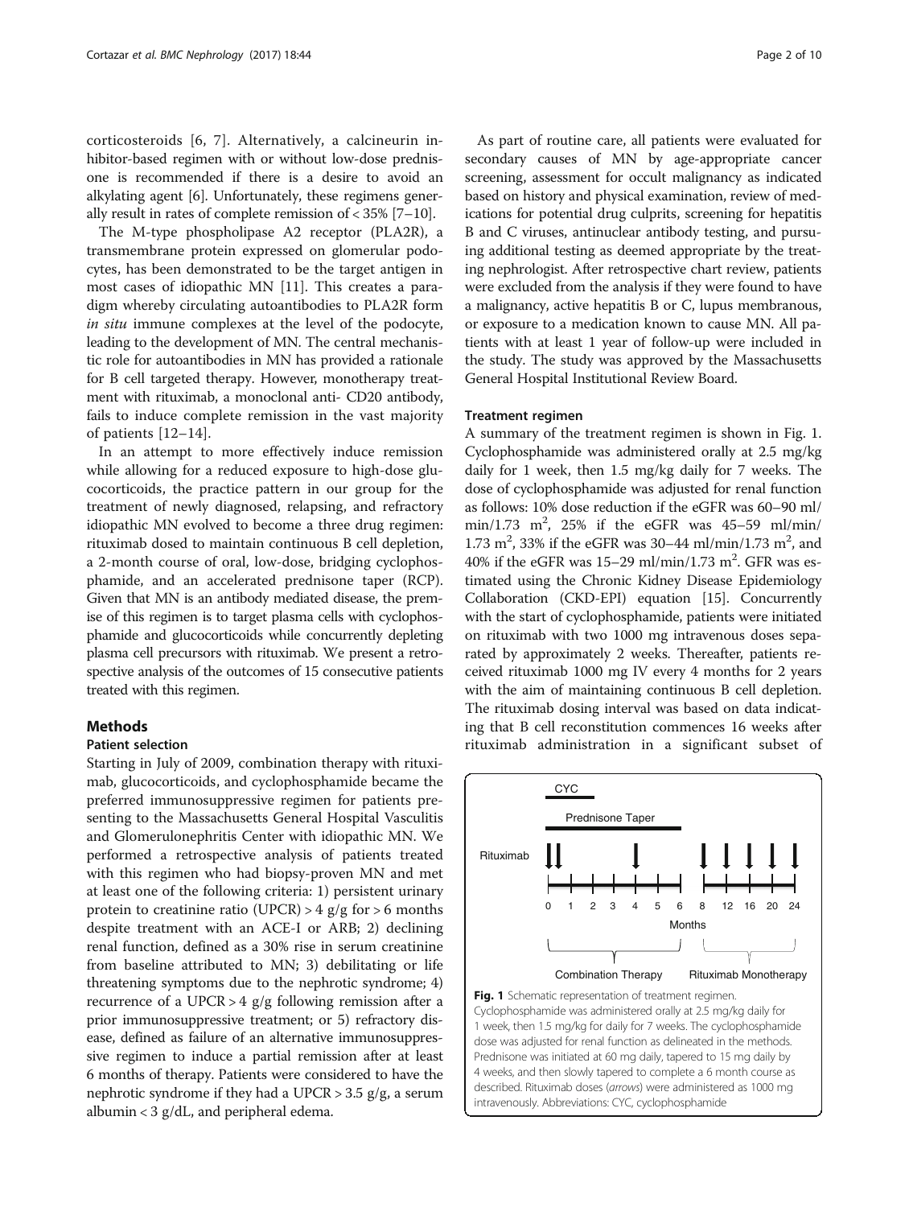corticosteroids [6, 7]. Alternatively, a calcineurin inhibitor-based regimen with or without low-dose prednisone is recommended if there is a desire to avoid an alkylating agent [6]. Unfortunately, these regimens generally result in rates of complete remission of < 35% [7–10].

The M-type phospholipase A2 receptor (PLA2R), a transmembrane protein expressed on glomerular podocytes, has been demonstrated to be the target antigen in most cases of idiopathic MN [11]. This creates a paradigm whereby circulating autoantibodies to PLA2R form *in situ* immune complexes at the level of the podocyte, leading to the development of MN. The central mechanistic role for autoantibodies in MN has provided a rationale for B cell targeted therapy. However, monotherapy treatment with rituximab, a monoclonal anti- CD20 antibody, fails to induce complete remission in the vast majority of patients [12–14].

In an attempt to more effectively induce remission while allowing for a reduced exposure to high-dose glucocorticoids, the practice pattern in our group for the treatment of newly diagnosed, relapsing, and refractory idiopathic MN evolved to become a three drug regimen: rituximab dosed to maintain continuous B cell depletion, a 2-month course of oral, low-dose, bridging cyclophosphamide, and an accelerated prednisone taper (RCP). Given that MN is an antibody mediated disease, the premise of this regimen is to target plasma cells with cyclophosphamide and glucocorticoids while concurrently depleting plasma cell precursors with rituximab. We present a retrospective analysis of the outcomes of 15 consecutive patients treated with this regimen.

## Methods

### Patient selection

Starting in July of 2009, combination therapy with rituximab, glucocorticoids, and cyclophosphamide became the preferred immunosuppressive regimen for patients presenting to the Massachusetts General Hospital Vasculitis and Glomerulonephritis Center with idiopathic MN. We performed a retrospective analysis of patients treated with this regimen who had biopsy-proven MN and met at least one of the following criteria: 1) persistent urinary protein to creatinine ratio (UPCR) > 4 g/g for > 6 months despite treatment with an ACE-I or ARB; 2) declining renal function, defined as a 30% rise in serum creatinine from baseline attributed to MN; 3) debilitating or life threatening symptoms due to the nephrotic syndrome; 4) recurrence of a UPCR > 4 g/g following remission after a prior immunosuppressive treatment; or 5) refractory disease, defined as failure of an alternative immunosuppressive regimen to induce a partial remission after at least 6 months of therapy. Patients were considered to have the nephrotic syndrome if they had a UPCR > 3.5 g/g, a serum albumin < 3 g/dL, and peripheral edema.

As part of routine care, all patients were evaluated for secondary causes of MN by age-appropriate cancer screening, assessment for occult malignancy as indicated based on history and physical examination, review of medications for potential drug culprits, screening for hepatitis B and C viruses, antinuclear antibody testing, and pursuing additional testing as deemed appropriate by the treating nephrologist. After retrospective chart review, patients were excluded from the analysis if they were found to have a malignancy, active hepatitis B or C, lupus membranous, or exposure to a medication known to cause MN. All patients with at least 1 year of follow-up were included in the study. The study was approved by the Massachusetts General Hospital Institutional Review Board.

### Treatment regimen

A summary of the treatment regimen is shown in Fig. 1. Cyclophosphamide was administered orally at 2.5 mg/kg daily for 1 week, then 1.5 mg/kg daily for 7 weeks. The dose of cyclophosphamide was adjusted for renal function as follows: 10% dose reduction if the eGFR was 60–90 ml/min/1.73 $m^2$, 25% if the eGFR was 45–59 ml/min/1.73 $m^2$, 33% if the eGFR was 30–44 ml/min/1.73 $m^2$, and 40% if the eGFR was 15–29 ml/min/1.73 $m^2$. GFR was estimated using the Chronic Kidney Disease Epidemiology Collaboration (CKD-EPI) equation [15]. Concurrently with the start of cyclophosphamide, patients were initiated on rituximab with two 1000 mg intravenous doses separated by approximately 2 weeks. Thereafter, patients received rituximab 1000 mg IV every 4 months for 2 years with the aim of maintaining continuous B cell depletion. The rituximab dosing interval was based on data indicating that B cell reconstitution commences 16 weeks after rituximab administration in a significant subset of

**Fig. 1** Schematic representation of treatment regimen. Cyclophosphamide was administered orally at 2.5 mg/kg daily for 1 week, then 1.5 mg/kg for daily for 7 weeks. The cyclophosphamide dose was adjusted for renal function as delineated in the methods. Prednisone was initiated at 60 mg daily, tapered to 15 mg daily by 4 weeks, and then slowly tapered to complete a 6 month course as described. Rituximab doses (*arrows*) were administered as 1000 mg intravenously. Abbreviations: CYC, cyclophosphamide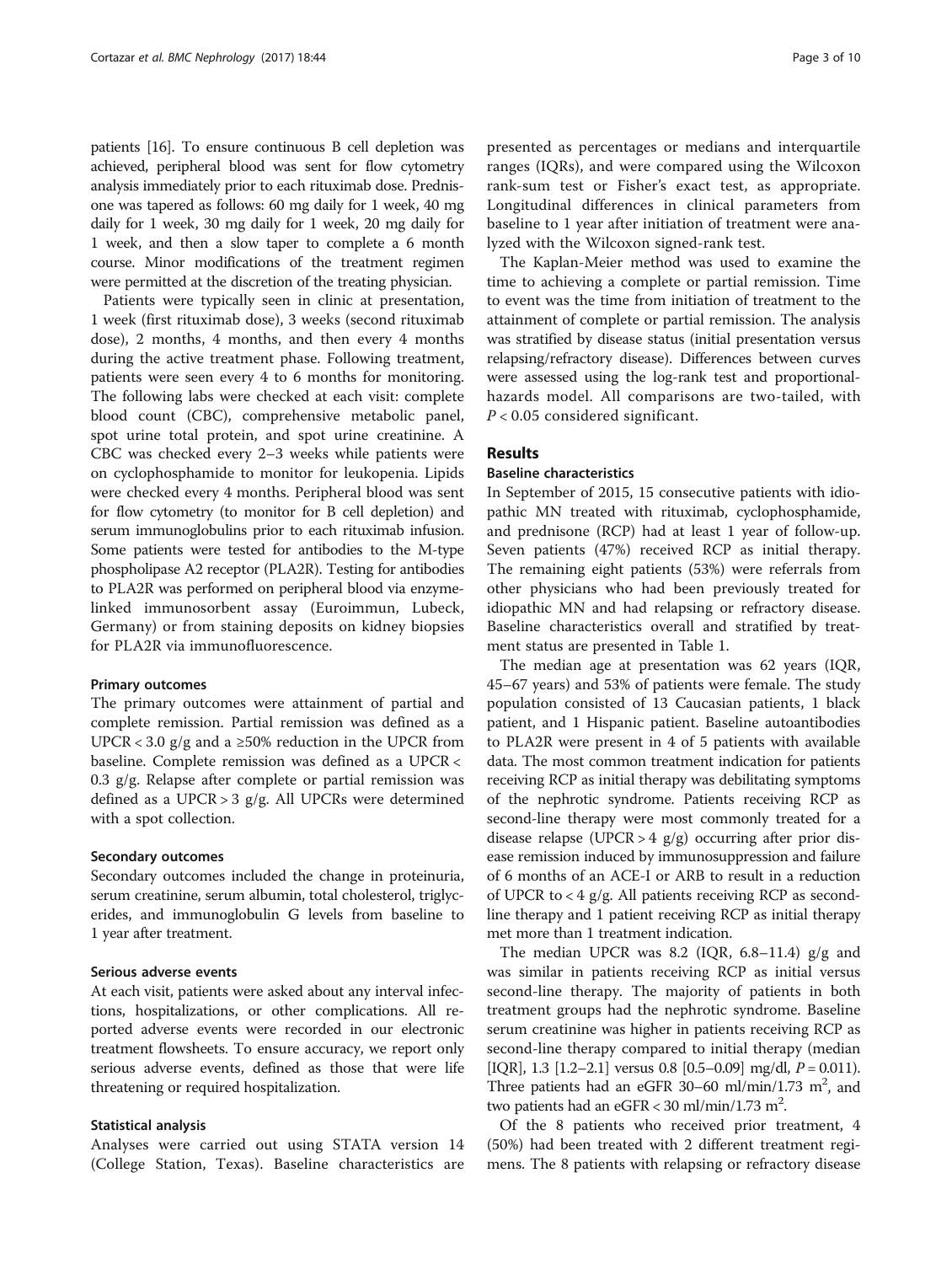patients [16]. To ensure continuous B cell depletion was achieved, peripheral blood was sent for flow cytometry analysis immediately prior to each rituximab dose. Prednisone was tapered as follows: 60 mg daily for 1 week, 40 mg daily for 1 week, 30 mg daily for 1 week, 20 mg daily for 1 week, and then a slow taper to complete a 6 month course. Minor modifications of the treatment regimen were permitted at the discretion of the treating physician.

Patients were typically seen in clinic at presentation, 1 week (first rituximab dose), 3 weeks (second rituximab dose), 2 months, 4 months, and then every 4 months during the active treatment phase. Following treatment, patients were seen every 4 to 6 months for monitoring. The following labs were checked at each visit: complete blood count (CBC), comprehensive metabolic panel, spot urine total protein, and spot urine creatinine. A CBC was checked every 2–3 weeks while patients were on cyclophosphamide to monitor for leukopenia. Lipids were checked every 4 months. Peripheral blood was sent for flow cytometry (to monitor for B cell depletion) and serum immunoglobulins prior to each rituximab infusion. Some patients were tested for antibodies to the M-type phospholipase A2 receptor (PLA2R). Testing for antibodies to PLA2R was performed on peripheral blood via enzyme-linked immunosorbent assay (Euroimmun, Lubeck, Germany) or from staining deposits on kidney biopsies for PLA2R via immunofluorescence.

### Primary outcomes

The primary outcomes were attainment of partial and complete remission. Partial remission was defined as a UPCR < 3.0 g/g and a ≥50% reduction in the UPCR from baseline. Complete remission was defined as a UPCR < 0.3 g/g. Relapse after complete or partial remission was defined as a UPCR > 3 g/g. All UPCRs were determined with a spot collection.

### Secondary outcomes

Secondary outcomes included the change in proteinuria, serum creatinine, serum albumin, total cholesterol, triglycerides, and immunoglobulin G levels from baseline to 1 year after treatment.

### Serious adverse events

At each visit, patients were asked about any interval infections, hospitalizations, or other complications. All reported adverse events were recorded in our electronic treatment flowsheets. To ensure accuracy, we report only serious adverse events, defined as those that were life threatening or required hospitalization.

### Statistical analysis

Analyses were carried out using STATA version 14 (College Station, Texas). Baseline characteristics are presented as percentages or medians and interquartile ranges (IQRs), and were compared using the Wilcoxon rank-sum test or Fisher's exact test, as appropriate. Longitudinal differences in clinical parameters from baseline to 1 year after initiation of treatment were analyzed with the Wilcoxon signed-rank test.

The Kaplan-Meier method was used to examine the time to achieving a complete or partial remission. Time to event was the time from initiation of treatment to the attainment of complete or partial remission. The analysis was stratified by disease status (initial presentation versus relapsing/refractory disease). Differences between curves were assessed using the log-rank test and proportional-hazards model. All comparisons are two-tailed, with $P < 0.05$ considered significant.

## Results

### Baseline characteristics

In September of 2015, 15 consecutive patients with idiopathic MN treated with rituximab, cyclophosphamide, and prednisone (RCP) had at least 1 year of follow-up. Seven patients (47%) received RCP as initial therapy. The remaining eight patients (53%) were referrals from other physicians who had been previously treated for idiopathic MN and had relapsing or refractory disease. Baseline characteristics overall and stratified by treatment status are presented in Table 1.

The median age at presentation was 62 years (IQR, 45–67 years) and 53% of patients were female. The study population consisted of 13 Caucasian patients, 1 black patient, and 1 Hispanic patient. Baseline autoantibodies to PLA2R were present in 4 of 5 patients with available data. The most common treatment indication for patients receiving RCP as initial therapy was debilitating symptoms of the nephrotic syndrome. Patients receiving RCP as second-line therapy were most commonly treated for a disease relapse (UPCR > 4 g/g) occurring after prior disease remission induced by immunosuppression and failure of 6 months of an ACE-I or ARB to result in a reduction of UPCR to < 4 g/g. All patients receiving RCP as second-line therapy and 1 patient receiving RCP as initial therapy met more than 1 treatment indication.

The median UPCR was 8.2 (IQR, 6.8–11.4) g/g and was similar in patients receiving RCP as initial versus second-line therapy. The majority of patients in both treatment groups had the nephrotic syndrome. Baseline serum creatinine was higher in patients receiving RCP as second-line therapy compared to initial therapy (median [IQR], 1.3 [1.2–2.1] versus 0.8 [0.5–0.09] mg/dl, $P = 0.011$). Three patients had an eGFR 30–60 ml/min/1.73 $m^2$, and two patients had an eGFR < 30 ml/min/1.73 $m^2$.

Of the 8 patients who received prior treatment, 4 (50%) had been treated with 2 different treatment regimens. The 8 patients with relapsing or refractory disease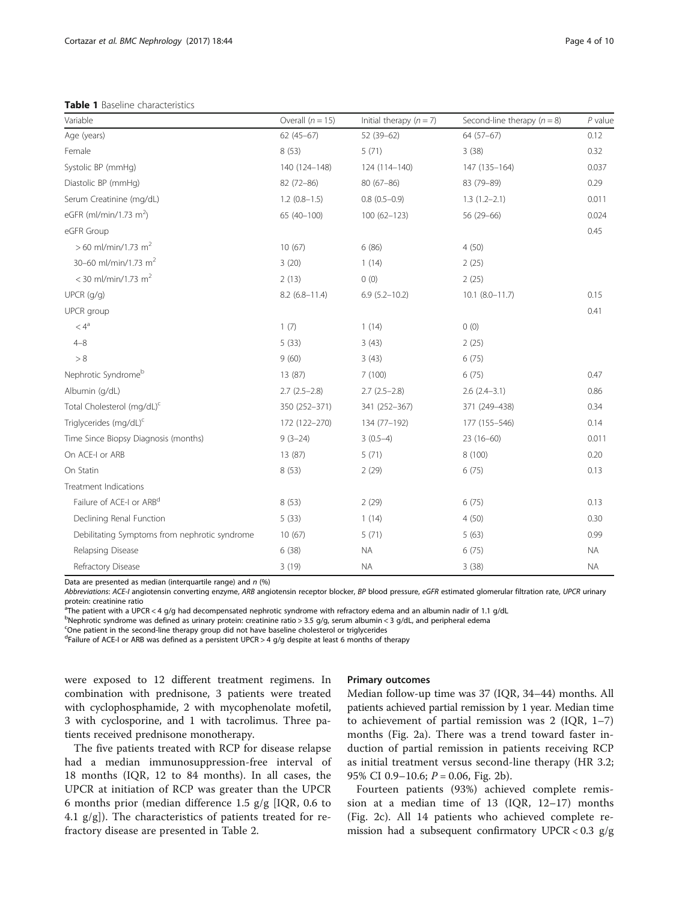**Table 1** Baseline characteristics

| Variable | Overall ($n = 15$) | Initial therapy ($n = 7$) | Second-line therapy ($n = 8$) | $P$ value |
|---|---|---|---|---|
| Age (years) | 62 (45–67) | 52 (39–62) | 64 (57–67) | 0.12 |
| Female | 8 (53) | 5 (71) | 3 (38) | 0.32 |
| Systolic BP (mmHg) | 140 (124–148) | 124 (114–140) | 147 (135–164) | 0.037 |
| Diastolic BP (mmHg) | 82 (72–86) | 80 (67–86) | 83 (79–89) | 0.29 |
| Serum Creatinine (mg/dL) | 1.2 (0.8–1.5) | 0.8 (0.5–0.9) | 1.3 (1.2–2.1) | 0.011 |
| eGFR (ml/min/1.73 $m^2$) | 65 (40–100) | 100 (62–123) | 56 (29–66) | 0.024 |
| eGFR Group | | | | 0.45 |
| > 60 ml/min/1.73 $m^2$ | 10 (67) | 6 (86) | 4 (50) | |
| 30–60 ml/min/1.73 $m^2$ | 3 (20) | 1 (14) | 2 (25) | |
| < 30 ml/min/1.73 $m^2$ | 2 (13) | 0 (0) | 2 (25) | |
| UPCR (g/g) | 8.2 (6.8–11.4) | 6.9 (5.2–10.2) | 10.1 (8.0–11.7) | 0.15 |
| UPCR group | | | | 0.41 |
| < 4[a] | 1 (7) | 1 (14) | 0 (0) | |
| 4–8 | 5 (33) | 3 (43) | 2 (25) | |
| > 8 | 9 (60) | 3 (43) | 6 (75) | |
| Nephrotic Syndrome[b] | 13 (87) | 7 (100) | 6 (75) | 0.47 |
| Albumin (g/dL) | 2.7 (2.5–2.8) | 2.7 (2.5–2.8) | 2.6 (2.4–3.1) | 0.86 |
| Total Cholesterol (mg/dL)[c] | 350 (252–371) | 341 (252–367) | 371 (249–438) | 0.34 |
| Triglycerides (mg/dL)[c] | 172 (122–270) | 134 (77–192) | 177 (155–546) | 0.14 |
| Time Since Biopsy Diagnosis (months) | 9 (3–24) | 3 (0.5–4) | 23 (16–60) | 0.011 |
| On ACE-I or ARB | 13 (87) | 5 (71) | 8 (100) | 0.20 |
| On Statin | 8 (53) | 2 (29) | 6 (75) | 0.13 |
| Treatment Indications | | | | |
| Failure of ACE-I or ARB[d] | 8 (53) | 2 (29) | 6 (75) | 0.13 |
| Declining Renal Function | 5 (33) | 1 (14) | 4 (50) | 0.30 |
| Debilitating Symptoms from nephrotic syndrome | 10 (67) | 5 (71) | 5 (63) | 0.99 |
| Relapsing Disease | 6 (38) | NA | 6 (75) | NA |
| Refractory Disease | 3 (19) | NA | 3 (38) | NA |

Data are presented as median (interquartile range) and *n* (%)

*Abbreviations*: *ACE-I* angiotensin converting enzyme, *ARB* angiotensin receptor blocker, *BP* blood pressure, *eGFR* estimated glomerular filtration rate, *UPCR* urinary protein: creatinine ratio

[a]The patient with a UPCR < 4 g/g had decompensated nephrotic syndrome with refractory edema and an albumin nadir of 1.1 g/dL

[b]Nephrotic syndrome was defined as urinary protein: creatinine ratio > 3.5 g/g, serum albumin < 3 g/dL, and peripheral edema

[c]One patient in the second-line therapy group did not have baseline cholesterol or triglycerides

[d]Failure of ACE-I or ARB was defined as a persistent UPCR > 4 g/g despite at least 6 months of therapy

were exposed to 12 different treatment regimens. In combination with prednisone, 3 patients were treated with cyclophosphamide, 2 with mycophenolate mofetil, 3 with cyclosporine, and 1 with tacrolimus. Three patients received prednisone monotherapy.

The five patients treated with RCP for disease relapse had a median immunosuppression-free interval of 18 months (IQR, 12 to 84 months). In all cases, the UPCR at initiation of RCP was greater than the UPCR 6 months prior (median difference 1.5 g/g [IQR, 0.6 to 4.1 g/g]). The characteristics of patients treated for refractory disease are presented in Table 2.

### Primary outcomes

Median follow-up time was 37 (IQR, 34–44) months. All patients achieved partial remission by 1 year. Median time to achievement of partial remission was 2 (IQR, 1–7) months (Fig. 2a). There was a trend toward faster induction of partial remission in patients receiving RCP as initial treatment versus second-line therapy (HR 3.2; 95% CI 0.9–10.6; $P = 0.06$, Fig. 2b).

Fourteen patients (93%) achieved complete remission at a median time of 13 (IQR, 12–17) months (Fig. 2c). All 14 patients who achieved complete remission had a subsequent confirmatory UPCR < 0.3 g/g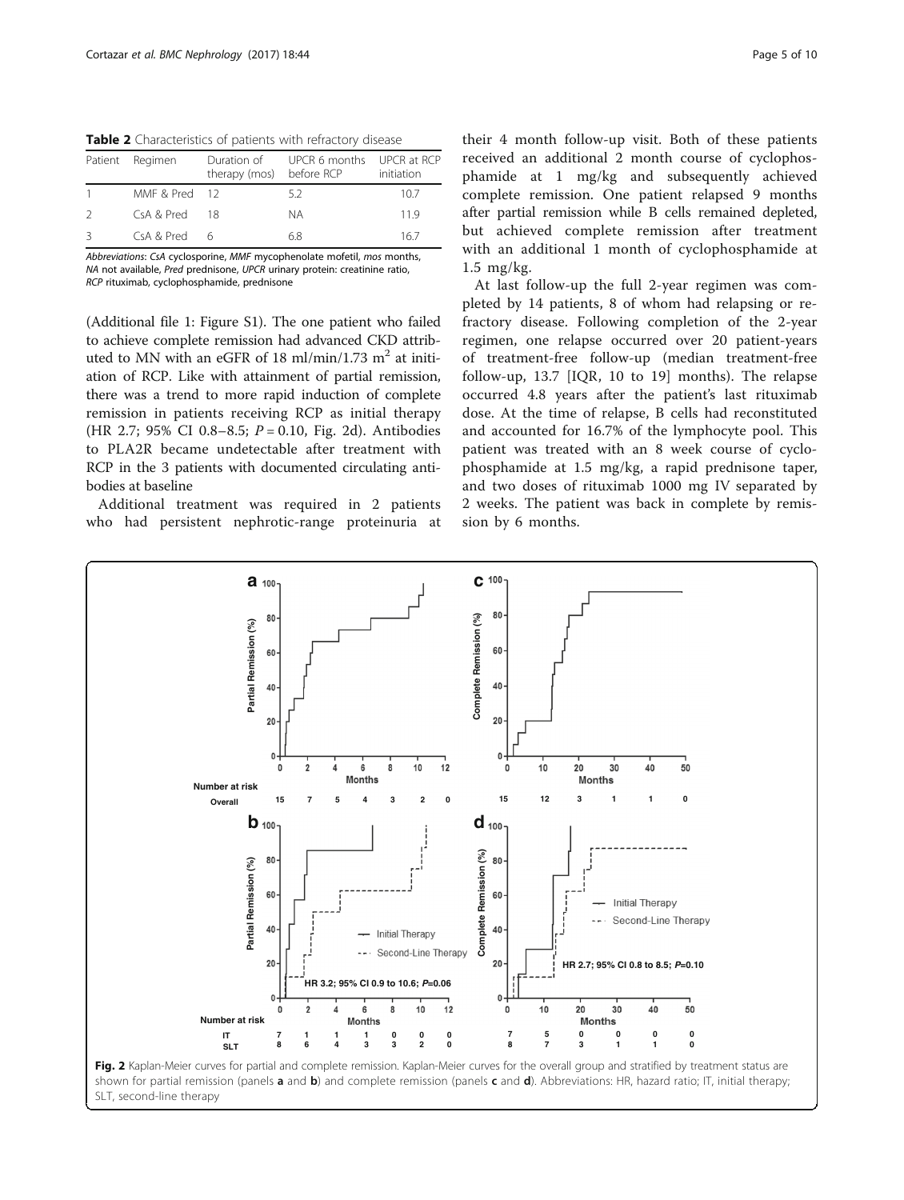**Table 2** Characteristics of patients with refractory disease

| Patient | Regimen | Duration of therapy (mos) | UPCR 6 months before RCP | UPCR at RCP initiation |
|---|---|---|---|---|
| 1 | MMF & Pred | 12 | 5.2 | 10.7 |
| 2 | CsA & Pred | 18 | NA | 11.9 |
| 3 | CsA & Pred | 6 | 6.8 | 16.7 |

*Abbreviations*: *CsA* cyclosporine, *MMF* mycophenolate mofetil, *mos* months, *NA* not available, *Pred* prednisone, *UPCR* urinary protein: creatinine ratio, *RCP* rituximab, cyclophosphamide, prednisone

(Additional file 1: Figure S1). The one patient who failed to achieve complete remission had advanced CKD attributed to MN with an eGFR of 18 ml/min/1.73 $m^2$ at initiation of RCP. Like with attainment of partial remission, there was a trend to more rapid induction of complete remission in patients receiving RCP as initial therapy (HR 2.7; 95% CI 0.8–8.5; $P = 0.10$, Fig. 2d). Antibodies to PLA2R became undetectable after treatment with RCP in the 3 patients with documented circulating antibodies at baseline

Additional treatment was required in 2 patients who had persistent nephrotic-range proteinuria at their 4 month follow-up visit. Both of these patients received an additional 2 month course of cyclophosphamide at 1 mg/kg and subsequently achieved complete remission. One patient relapsed 9 months after partial remission while B cells remained depleted, but achieved complete remission after treatment with an additional 1 month of cyclophosphamide at 1.5 mg/kg.

At last follow-up the full 2-year regimen was completed by 14 patients, 8 of whom had relapsing or refractory disease. Following completion of the 2-year regimen, one relapse occurred over 20 patient-years of treatment-free follow-up (median treatment-free follow-up, 13.7 [IQR, 10 to 19] months). The relapse occurred 4.8 years after the patient's last rituximab dose. At the time of relapse, B cells had reconstituted and accounted for 16.7% of the lymphocyte pool. This patient was treated with an 8 week course of cyclophosphamide at 1.5 mg/kg, a rapid prednisone taper, and two doses of rituximab 1000 mg IV separated by 2 weeks. The patient was back in complete by remission by 6 months.

**Fig. 2** Kaplan-Meier curves for partial and complete remission. Kaplan-Meier curves for the overall group and stratified by treatment status are shown for partial remission (panels **a** and **b**) and complete remission (panels **c** and **d**). Abbreviations: HR, hazard ratio; IT, initial therapy; SLT, second-line therapy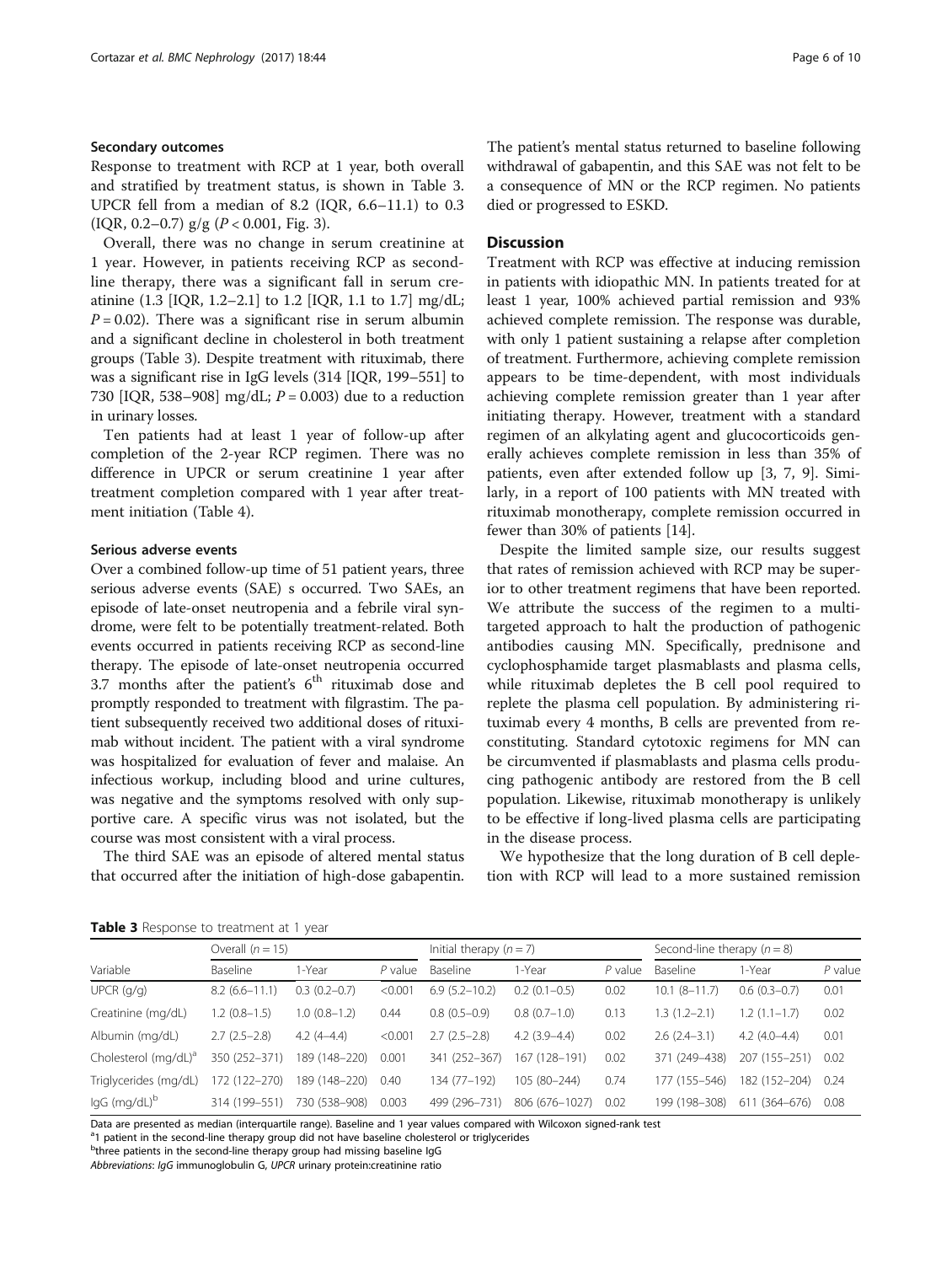### Secondary outcomes

Response to treatment with RCP at 1 year, both overall and stratified by treatment status, is shown in Table 3. UPCR fell from a median of 8.2 (IQR, 6.6–11.1) to 0.3 (IQR, 0.2–0.7) g/g ($P < 0.001$, Fig. 3).

Overall, there was no change in serum creatinine at 1 year. However, in patients receiving RCP as second-line therapy, there was a significant fall in serum creatinine (1.3 [IQR, 1.2–2.1] to 1.2 [IQR, 1.1 to 1.7] mg/dL; $P = 0.02$). There was a significant rise in serum albumin and a significant decline in cholesterol in both treatment groups (Table 3). Despite treatment with rituximab, there was a significant rise in IgG levels (314 [IQR, 199–551] to 730 [IQR, 538–908] mg/dL; $P = 0.003$) due to a reduction in urinary losses.

Ten patients had at least 1 year of follow-up after completion of the 2-year RCP regimen. There was no difference in UPCR or serum creatinine 1 year after treatment completion compared with 1 year after treatment initiation (Table 4).

### Serious adverse events

Over a combined follow-up time of 51 patient years, three serious adverse events (SAE) s occurred. Two SAEs, an episode of late-onset neutropenia and a febrile viral syndrome, were felt to be potentially treatment-related. Both events occurred in patients receiving RCP as second-line therapy. The episode of late-onset neutropenia occurred 3.7 months after the patient's 6th rituximab dose and promptly responded to treatment with filgrastim. The patient subsequently received two additional doses of rituximab without incident. The patient with a viral syndrome was hospitalized for evaluation of fever and malaise. An infectious workup, including blood and urine cultures, was negative and the symptoms resolved with only supportive care. A specific virus was not isolated, but the course was most consistent with a viral process.

The third SAE was an episode of altered mental status that occurred after the initiation of high-dose gabapentin. The patient's mental status returned to baseline following withdrawal of gabapentin, and this SAE was not felt to be a consequence of MN or the RCP regimen. No patients died or progressed to ESKD.

## Discussion

Treatment with RCP was effective at inducing remission in patients with idiopathic MN. In patients treated for at least 1 year, 100% achieved partial remission and 93% achieved complete remission. The response was durable, with only 1 patient sustaining a relapse after completion of treatment. Furthermore, achieving complete remission appears to be time-dependent, with most individuals achieving complete remission greater than 1 year after initiating therapy. However, treatment with a standard regimen of an alkylating agent and glucocorticoids generally achieves complete remission in less than 35% of patients, even after extended follow up [3, 7, 9]. Similarly, in a report of 100 patients with MN treated with rituximab monotherapy, complete remission occurred in fewer than 30% of patients [14].

Despite the limited sample size, our results suggest that rates of remission achieved with RCP may be superior to other treatment regimens that have been reported. We attribute the success of the regimen to a multi-targeted approach to halt the production of pathogenic antibodies causing MN. Specifically, prednisone and cyclophosphamide target plasmablasts and plasma cells, while rituximab depletes the B cell pool required to replete the plasma cell population. By administering rituximab every 4 months, B cells are prevented from reconstituting. Standard cytotoxic regimens for MN can be circumvented if plasmablasts and plasma cells producing pathogenic antibody are restored from the B cell population. Likewise, rituximab monotherapy is unlikely to be effective if long-lived plasma cells are participating in the disease process.

We hypothesize that the long duration of B cell depletion with RCP will lead to a more sustained remission

**Table 3** Response to treatment at 1 year

| Variable | Overall (n = 15) | | | Initial therapy (n = 7) | | | Second-line therapy (n = 8) | | |
|---|---|---|---|---|---|---|---|---|---|
| | Baseline | 1-Year | P value | Baseline | 1-Year | P value | Baseline | 1-Year | P value |
| UPCR (g/g) | 8.2 (6.6–11.1) | 0.3 (0.2–0.7) | <0.001 | 6.9 (5.2–10.2) | 0.2 (0.1–0.5) | 0.02 | 10.1 (8–11.7) | 0.6 (0.3–0.7) | 0.01 |
| Creatinine (mg/dL) | 1.2 (0.8–1.5) | 1.0 (0.8–1.2) | 0.44 | 0.8 (0.5–0.9) | 0.8 (0.7–1.0) | 0.13 | 1.3 (1.2–2.1) | 1.2 (1.1–1.7) | 0.02 |
| Albumin (mg/dL) | 2.7 (2.5–2.8) | 4.2 (4–4.4) | <0.001 | 2.7 (2.5–2.8) | 4.2 (3.9–4.4) | 0.02 | 2.6 (2.4–3.1) | 4.2 (4.0–4.4) | 0.01 |
| Cholesterol (mg/dL)[a] | 350 (252–371) | 189 (148–220) | 0.001 | 341 (252–367) | 167 (128–191) | 0.02 | 371 (249–438) | 207 (155–251) | 0.02 |
| Triglycerides (mg/dL) | 172 (122–270) | 189 (148–220) | 0.40 | 134 (77–192) | 105 (80–244) | 0.74 | 177 (155–546) | 182 (152–204) | 0.24 |
| IgG (mg/dL)[b] | 314 (199–551) | 730 (538–908) | 0.003 | 499 (296–731) | 806 (676–1027) | 0.02 | 199 (198–308) | 611 (364–676) | 0.08 |

Data are presented as median (interquartile range). Baseline and 1 year values compared with Wilcoxon signed-rank test

[a]1 patient in the second-line therapy group did not have baseline cholesterol or triglycerides

[b]three patients in the second-line therapy group had missing baseline IgG

*Abbreviations*: *IgG* immunoglobulin G, *UPCR* urinary protein:creatinine ratio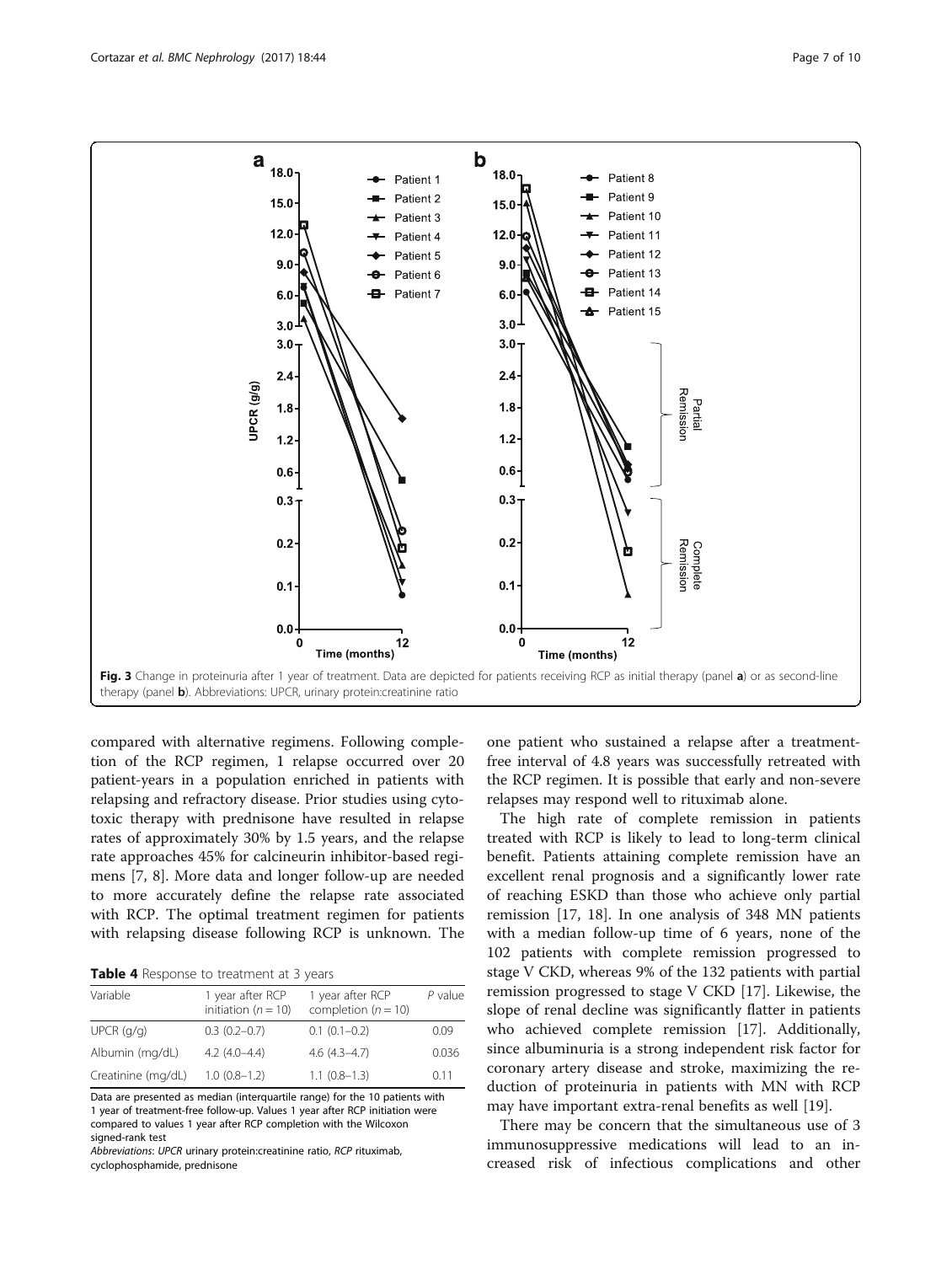Fig. 3 Change in proteinuria after 1 year of treatment. Data are depicted for patients receiving RCP as initial therapy (panel **a**) or as second-line therapy (panel **b**). Abbreviations: UPCR, urinary protein:creatinine ratio

compared with alternative regimens. Following completion of the RCP regimen, 1 relapse occurred over 20 patient-years in a population enriched in patients with relapsing and refractory disease. Prior studies using cytotoxic therapy with prednisone have resulted in relapse rates of approximately 30% by 1.5 years, and the relapse rate approaches 45% for calcineurin inhibitor-based regimens [7, 8]. More data and longer follow-up are needed to more accurately define the relapse rate associated with RCP. The optimal treatment regimen for patients with relapsing disease following RCP is unknown. The one patient who sustained a relapse after a treatment-free interval of 4.8 years was successfully retreated with the RCP regimen. It is possible that early and non-severe relapses may respond well to rituximab alone.

**Table 4** Response to treatment at 3 years

| Variable | 1 year after RCP initiation ($n = 10$) | 1 year after RCP completion ($n = 10$) | *P* value |
|---|---|---|---|
| UPCR (g/g) | 0.3 (0.2–0.7) | 0.1 (0.1–0.2) | 0.09 |
| Albumin (mg/dL) | 4.2 (4.0–4.4) | 4.6 (4.3–4.7) | 0.036 |
| Creatinine (mg/dL) | 1.0 (0.8–1.2) | 1.1 (0.8–1.3) | 0.11 |

Data are presented as median (interquartile range) for the 10 patients with 1 year of treatment-free follow-up. Values 1 year after RCP initiation were compared to values 1 year after RCP completion with the Wilcoxon signed-rank test

*Abbreviations*: *UPCR* urinary protein:creatinine ratio, *RCP* rituximab, cyclophosphamide, prednisone

The high rate of complete remission in patients treated with RCP is likely to lead to long-term clinical benefit. Patients attaining complete remission have an excellent renal prognosis and a significantly lower rate of reaching ESKD than those who achieve only partial remission [17, 18]. In one analysis of 348 MN patients with a median follow-up time of 6 years, none of the 102 patients with complete remission progressed to stage V CKD, whereas 9% of the 132 patients with partial remission progressed to stage V CKD [17]. Likewise, the slope of renal decline was significantly flatter in patients who achieved complete remission [17]. Additionally, since albuminuria is a strong independent risk factor for coronary artery disease and stroke, maximizing the reduction of proteinuria in patients with MN with RCP may have important extra-renal benefits as well [19].

There may be concern that the simultaneous use of 3 immunosuppressive medications will lead to an increased risk of infectious complications and other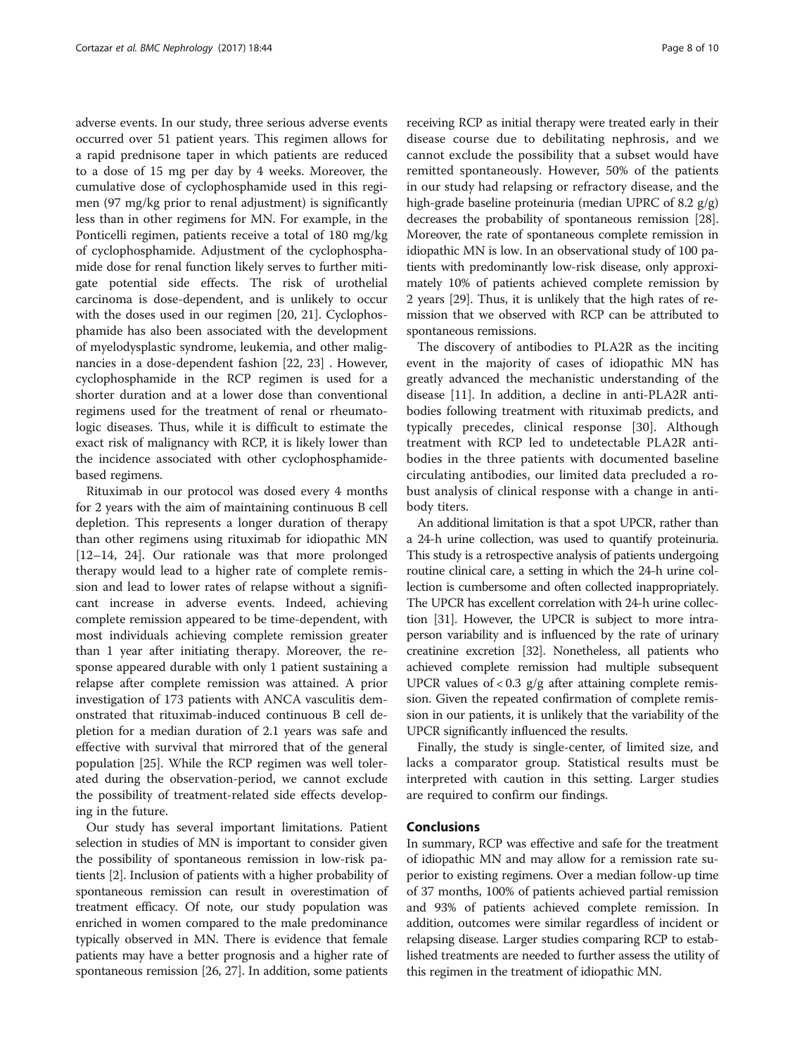adverse events. In our study, three serious adverse events occurred over 51 patient years. This regimen allows for a rapid prednisone taper in which patients are reduced to a dose of 15 mg per day by 4 weeks. Moreover, the cumulative dose of cyclophosphamide used in this regimen (97 mg/kg prior to renal adjustment) is significantly less than in other regimens for MN. For example, in the Ponticelli regimen, patients receive a total of 180 mg/kg of cyclophosphamide. Adjustment of the cyclophosphamide dose for renal function likely serves to further mitigate potential side effects. The risk of urothelial carcinoma is dose-dependent, and is unlikely to occur with the doses used in our regimen [20, 21]. Cyclophosphamide has also been associated with the development of myelodysplastic syndrome, leukemia, and other malignancies in a dose-dependent fashion [22, 23] . However, cyclophosphamide in the RCP regimen is used for a shorter duration and at a lower dose than conventional regimens used for the treatment of renal or rheumatologic diseases. Thus, while it is difficult to estimate the exact risk of malignancy with RCP, it is likely lower than the incidence associated with other cyclophosphamide-based regimens.

Rituximab in our protocol was dosed every 4 months for 2 years with the aim of maintaining continuous B cell depletion. This represents a longer duration of therapy than other regimens using rituximab for idiopathic MN [12–14, 24]. Our rationale was that more prolonged therapy would lead to a higher rate of complete remission and lead to lower rates of relapse without a significant increase in adverse events. Indeed, achieving complete remission appeared to be time-dependent, with most individuals achieving complete remission greater than 1 year after initiating therapy. Moreover, the response appeared durable with only 1 patient sustaining a relapse after complete remission was attained. A prior investigation of 173 patients with ANCA vasculitis demonstrated that rituximab-induced continuous B cell depletion for a median duration of 2.1 years was safe and effective with survival that mirrored that of the general population [25]. While the RCP regimen was well tolerated during the observation-period, we cannot exclude the possibility of treatment-related side effects developing in the future.

Our study has several important limitations. Patient selection in studies of MN is important to consider given the possibility of spontaneous remission in low-risk patients [2]. Inclusion of patients with a higher probability of spontaneous remission can result in overestimation of treatment efficacy. Of note, our study population was enriched in women compared to the male predominance typically observed in MN. There is evidence that female patients may have a better prognosis and a higher rate of spontaneous remission [26, 27]. In addition, some patients receiving RCP as initial therapy were treated early in their disease course due to debilitating nephrosis, and we cannot exclude the possibility that a subset would have remitted spontaneously. However, 50% of the patients in our study had relapsing or refractory disease, and the high-grade baseline proteinuria (median UPRC of 8.2 g/g) decreases the probability of spontaneous remission [28]. Moreover, the rate of spontaneous complete remission in idiopathic MN is low. In an observational study of 100 patients with predominantly low-risk disease, only approximately 10% of patients achieved complete remission by 2 years [29]. Thus, it is unlikely that the high rates of remission that we observed with RCP can be attributed to spontaneous remissions.

The discovery of antibodies to PLA2R as the inciting event in the majority of cases of idiopathic MN has greatly advanced the mechanistic understanding of the disease [11]. In addition, a decline in anti-PLA2R antibodies following treatment with rituximab predicts, and typically precedes, clinical response [30]. Although treatment with RCP led to undetectable PLA2R antibodies in the three patients with documented baseline circulating antibodies, our limited data precluded a robust analysis of clinical response with a change in antibody titers.

An additional limitation is that a spot UPCR, rather than a 24-h urine collection, was used to quantify proteinuria. This study is a retrospective analysis of patients undergoing routine clinical care, a setting in which the 24-h urine collection is cumbersome and often collected inappropriately. The UPCR has excellent correlation with 24-h urine collection [31]. However, the UPCR is subject to more intraperson variability and is influenced by the rate of urinary creatinine excretion [32]. Nonetheless, all patients who achieved complete remission had multiple subsequent UPCR values of < 0.3 g/g after attaining complete remission. Given the repeated confirmation of complete remission in our patients, it is unlikely that the variability of the UPCR significantly influenced the results.

Finally, the study is single-center, of limited size, and lacks a comparator group. Statistical results must be interpreted with caution in this setting. Larger studies are required to confirm our findings.

## Conclusions

In summary, RCP was effective and safe for the treatment of idiopathic MN and may allow for a remission rate superior to existing regimens. Over a median follow-up time of 37 months, 100% of patients achieved partial remission and 93% of patients achieved complete remission. In addition, outcomes were similar regardless of incident or relapsing disease. Larger studies comparing RCP to established treatments are needed to further assess the utility of this regimen in the treatment of idiopathic MN.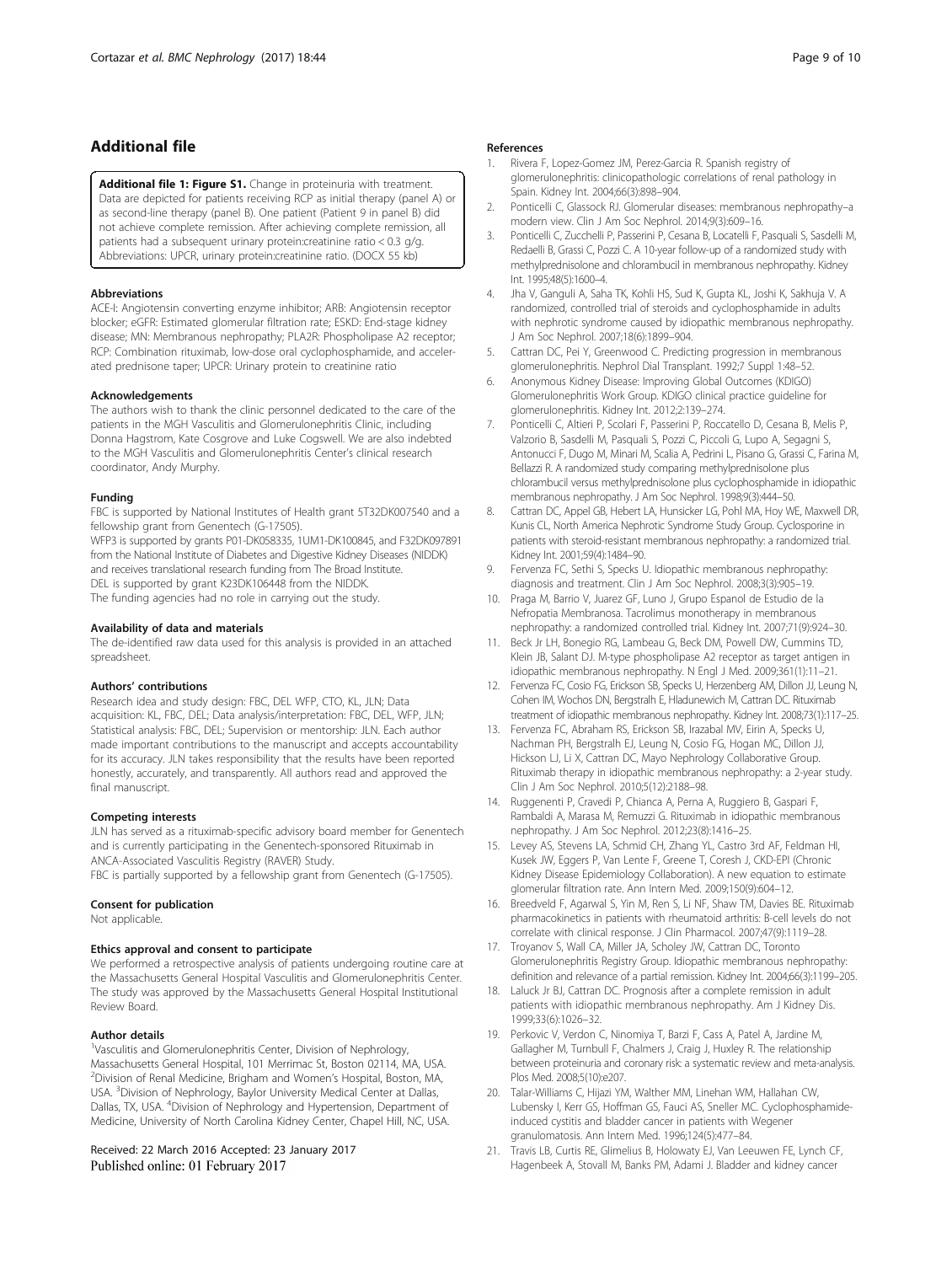## Additional file

**Additional file 1: Figure S1.** Change in proteinuria with treatment. Data are depicted for patients receiving RCP as initial therapy (panel A) or as second-line therapy (panel B). One patient (Patient 9 in panel B) did not achieve complete remission. After achieving complete remission, all patients had a subsequent urinary protein:creatinine ratio < 0.3 g/g. Abbreviations: UPCR, urinary protein:creatinine ratio. (DOCX 55 kb)

### Abbreviations

ACE-I: Angiotensin converting enzyme inhibitor; ARB: Angiotensin receptor blocker; eGFR: Estimated glomerular filtration rate; ESKD: End-stage kidney disease; MN: Membranous nephropathy; PLA2R: Phospholipase A2 receptor; RCP: Combination rituximab, low-dose oral cyclophosphamide, and accelerated prednisone taper; UPCR: Urinary protein to creatinine ratio

### Acknowledgements

The authors wish to thank the clinic personnel dedicated to the care of the patients in the MGH Vasculitis and Glomerulonephritis Clinic, including Donna Hagstrom, Kate Cosgrove and Luke Cogswell. We are also indebted to the MGH Vasculitis and Glomerulonephritis Center's clinical research coordinator, Andy Murphy.

### Funding

FBC is supported by National Institutes of Health grant 5T32DK007540 and a fellowship grant from Genentech (G-17505).
WFP3 is supported by grants P01-DK058335, 1UM1-DK100845, and F32DK097891 from the National Institute of Diabetes and Digestive Kidney Diseases (NIDDK) and receives translational research funding from The Broad Institute.
DEL is supported by grant K23DK106448 from the NIDDK.
The funding agencies had no role in carrying out the study.

### Availability of data and materials

The de-identified raw data used for this analysis is provided in an attached spreadsheet.

### Authors' contributions

Research idea and study design: FBC, DEL WFP, CTO, KL, JLN; Data acquisition: KL, FBC, DEL; Data analysis/interpretation: FBC, DEL, WFP, JLN; Statistical analysis: FBC, DEL; Supervision or mentorship: JLN. Each author made important contributions to the manuscript and accepts accountability for its accuracy. JLN takes responsibility that the results have been reported honestly, accurately, and transparently. All authors read and approved the final manuscript.

### Competing interests

JLN has served as a rituximab-specific advisory board member for Genentech and is currently participating in the Genentech-sponsored Rituximab in ANCA-Associated Vasculitis Registry (RAVER) Study.
FBC is partially supported by a fellowship grant from Genentech (G-17505).

### Consent for publication

Not applicable.

### Ethics approval and consent to participate

We performed a retrospective analysis of patients undergoing routine care at the Massachusetts General Hospital Vasculitis and Glomerulonephritis Center. The study was approved by the Massachusetts General Hospital Institutional Review Board.

### Author details

[1]Vasculitis and Glomerulonephritis Center, Division of Nephrology, Massachusetts General Hospital, 101 Merrimac St, Boston 02114, MA, USA. [2]Division of Renal Medicine, Brigham and Women's Hospital, Boston, MA, USA. [3]Division of Nephrology, Baylor University Medical Center at Dallas, Dallas, TX, USA. [4]Division of Nephrology and Hypertension, Department of Medicine, University of North Carolina Kidney Center, Chapel Hill, NC, USA.

Received: 22 March 2016 Accepted: 23 January 2017
Published online: 01 February 2017

### References

1. Rivera F, Lopez-Gomez JM, Perez-Garcia R. Spanish registry of glomerulonephritis: clinicopathologic correlations of renal pathology in Spain. Kidney Int. 2004;66(3):898–904.
2. Ponticelli C, Glassock RJ. Glomerular diseases: membranous nephropathy–a modern view. Clin J Am Soc Nephrol. 2014;9(3):609–16.
3. Ponticelli C, Zucchelli P, Passerini P, Cesana B, Locatelli F, Pasquali S, Sasdelli M, Redaelli B, Grassi C, Pozzi C. A 10-year follow-up of a randomized study with methylprednisolone and chlorambucil in membranous nephropathy. Kidney Int. 1995;48(5):1600–4.
4. Jha V, Ganguli A, Saha TK, Kohli HS, Sud K, Gupta KL, Joshi K, Sakhuja V. A randomized, controlled trial of steroids and cyclophosphamide in adults with nephrotic syndrome caused by idiopathic membranous nephropathy. J Am Soc Nephrol. 2007;18(6):1899–904.
5. Cattran DC, Pei Y, Greenwood C. Predicting progression in membranous glomerulonephritis. Nephrol Dial Transplant. 1992;7 Suppl 1:48–52.
6. Anonymous Kidney Disease: Improving Global Outcomes (KDIGO) Glomerulonephritis Work Group. KDIGO clinical practice guideline for glomerulonephritis. Kidney Int. 2012;2:139–274.
7. Ponticelli C, Altieri P, Scolari F, Passerini P, Roccatello D, Cesana B, Melis P, Valzorio B, Sasdelli M, Pasquali S, Pozzi C, Piccoli G, Lupo A, Segagni S, Antonucci F, Dugo M, Minari M, Scalia A, Pedrini L, Pisano G, Grassi C, Farina M, Bellazzi R. A randomized study comparing methylprednisolone plus chlorambucil versus methylprednisolone plus cyclophosphamide in idiopathic membranous nephropathy. J Am Soc Nephrol. 1998;9(3):444–50.
8. Cattran DC, Appel GB, Hebert LA, Hunsicker LG, Pohl MA, Hoy WE, Maxwell DR, Kunis CL, North America Nephrotic Syndrome Study Group. Cyclosporine in patients with steroid-resistant membranous nephropathy: a randomized trial. Kidney Int. 2001;59(4):1484–90.
9. Fervenza FC, Sethi S, Specks U. Idiopathic membranous nephropathy: diagnosis and treatment. Clin J Am Soc Nephrol. 2008;3(3):905–19.
10. Praga M, Barrio V, Juarez GF, Luno J, Grupo Espanol de Estudio de la Nefropatia Membranosa. Tacrolimus monotherapy in membranous nephropathy: a randomized controlled trial. Kidney Int. 2007;71(9):924–30.
11. Beck Jr LH, Bonegio RG, Lambeau G, Beck DM, Powell DW, Cummins TD, Klein JB, Salant DJ. M-type phospholipase A2 receptor as target antigen in idiopathic membranous nephropathy. N Engl J Med. 2009;361(1):11–21.
12. Fervenza FC, Cosio FG, Erickson SB, Specks U, Herzenberg AM, Dillon JJ, Leung N, Cohen IM, Wochos DN, Bergstralh E, Hladunewich M, Cattran DC. Rituximab treatment of idiopathic membranous nephropathy. Kidney Int. 2008;73(1):117–25.
13. Fervenza FC, Abraham RS, Erickson SB, Irazabal MV, Eirin A, Specks U, Nachman PH, Bergstralh EJ, Leung N, Cosio FG, Hogan MC, Dillon JJ, Hickson LJ, Li X, Cattran DC, Mayo Nephrology Collaborative Group. Rituximab therapy in idiopathic membranous nephropathy: a 2-year study. Clin J Am Soc Nephrol. 2010;5(12):2188–98.
14. Ruggenenti P, Cravedi P, Chianca A, Perna A, Ruggiero B, Gaspari F, Rambaldi A, Marasa M, Remuzzi G. Rituximab in idiopathic membranous nephropathy. J Am Soc Nephrol. 2012;23(8):1416–25.
15. Levey AS, Stevens LA, Schmid CH, Zhang YL, Castro 3rd AF, Feldman HI, Kusek JW, Eggers P, Van Lente F, Greene T, Coresh J, CKD-EPI (Chronic Kidney Disease Epidemiology Collaboration). A new equation to estimate glomerular filtration rate. Ann Intern Med. 2009;150(9):604–12.
16. Breedveld F, Agarwal S, Yin M, Ren S, Li NF, Shaw TM, Davies BE. Rituximab pharmacokinetics in patients with rheumatoid arthritis: B-cell levels do not correlate with clinical response. J Clin Pharmacol. 2007;47(9):1119–28.
17. Troyanov S, Wall CA, Miller JA, Scholey JW, Cattran DC, Toronto Glomerulonephritis Registry Group. Idiopathic membranous nephropathy: definition and relevance of a partial remission. Kidney Int. 2004;66(3):1199–205.
18. Laluck Jr BJ, Cattran DC. Prognosis after a complete remission in adult patients with idiopathic membranous nephropathy. Am J Kidney Dis. 1999;33(6):1026–32.
19. Perkovic V, Verdon C, Ninomiya T, Barzi F, Cass A, Patel A, Jardine M, Gallagher M, Turnbull F, Chalmers J, Craig J, Huxley R. The relationship between proteinuria and coronary risk: a systematic review and meta-analysis. Plos Med. 2008;5(10):e207.
20. Talar-Williams C, Hijazi YM, Walther MM, Linehan WM, Hallahan CW, Lubensky I, Kerr GS, Hoffman GS, Fauci AS, Sneller MC. Cyclophosphamide-induced cystitis and bladder cancer in patients with Wegener granulomatosis. Ann Intern Med. 1996;124(5):477–84.
21. Travis LB, Curtis RE, Glimelius B, Holowaty EJ, Van Leeuwen FE, Lynch CF, Hagenbeek A, Stovall M, Banks PM, Adami J. Bladder and kidney cancer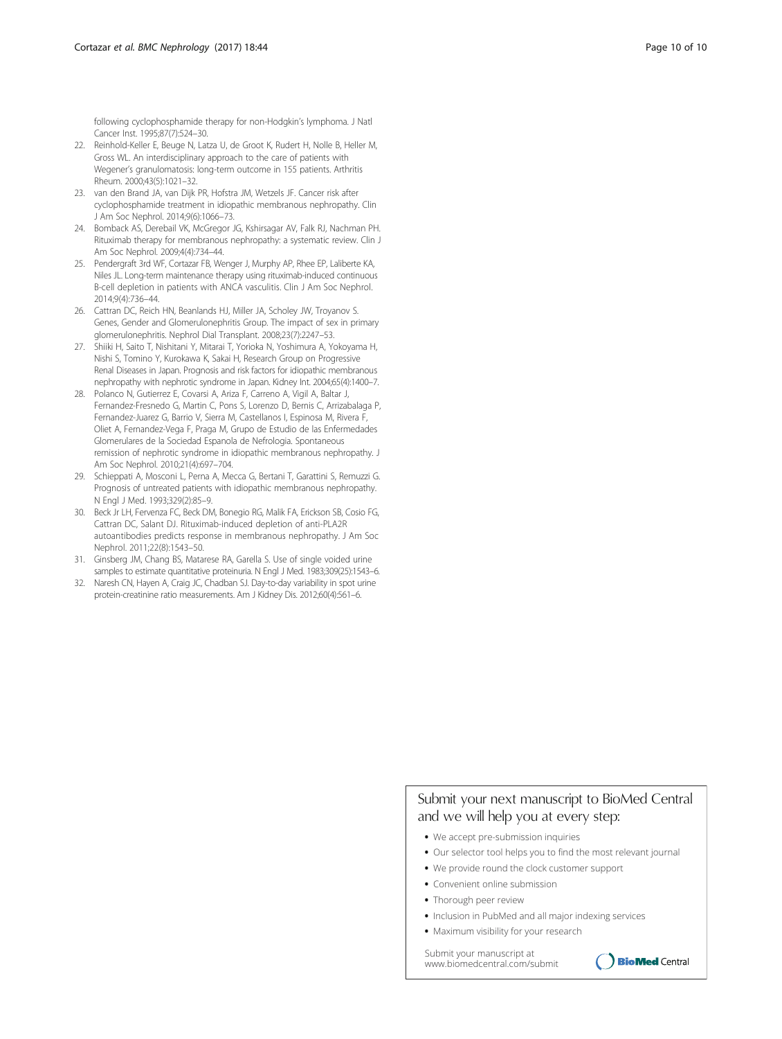following cyclophosphamide therapy for non-Hodgkin's lymphoma. J Natl Cancer Inst. 1995;87(7):524–30.

22. Reinhold-Keller E, Beuge N, Latza U, de Groot K, Rudert H, Nolle B, Heller M, Gross WL. An interdisciplinary approach to the care of patients with Wegener's granulomatosis: long-term outcome in 155 patients. Arthritis Rheum. 2000;43(5):1021–32.
23. van den Brand JA, van Dijk PR, Hofstra JM, Wetzels JF. Cancer risk after cyclophosphamide treatment in idiopathic membranous nephropathy. Clin J Am Soc Nephrol. 2014;9(6):1066–73.
24. Bomback AS, Derebail VK, McGregor JG, Kshirsagar AV, Falk RJ, Nachman PH. Rituximab therapy for membranous nephropathy: a systematic review. Clin J Am Soc Nephrol. 2009;4(4):734–44.
25. Pendergraft 3rd WF, Cortazar FB, Wenger J, Murphy AP, Rhee EP, Laliberte KA, Niles JL. Long-term maintenance therapy using rituximab-induced continuous B-cell depletion in patients with ANCA vasculitis. Clin J Am Soc Nephrol. 2014;9(4):736–44.
26. Cattran DC, Reich HN, Beanlands HJ, Miller JA, Scholey JW, Troyanov S. Genes, Gender and Glomerulonephritis Group. The impact of sex in primary glomerulonephritis. Nephrol Dial Transplant. 2008;23(7):2247–53.
27. Shiiki H, Saito T, Nishitani Y, Mitarai T, Yorioka N, Yoshimura A, Yokoyama H, Nishi S, Tomino Y, Kurokawa K, Sakai H, Research Group on Progressive Renal Diseases in Japan. Prognosis and risk factors for idiopathic membranous nephropathy with nephrotic syndrome in Japan. Kidney Int. 2004;65(4):1400–7.
28. Polanco N, Gutierrez E, Covarsi A, Ariza F, Carreno A, Vigil A, Baltar J, Fernandez-Fresnedo G, Martin C, Pons S, Lorenzo D, Bernis C, Arrizabalaga P, Fernandez-Juarez G, Barrio V, Sierra M, Castellanos I, Espinosa M, Rivera F, Oliet A, Fernandez-Vega F, Praga M, Grupo de Estudio de las Enfermedades Glomerulares de la Sociedad Espanola de Nefrologia. Spontaneous remission of nephrotic syndrome in idiopathic membranous nephropathy. J Am Soc Nephrol. 2010;21(4):697–704.
29. Schieppati A, Mosconi L, Perna A, Mecca G, Bertani T, Garattini S, Remuzzi G. Prognosis of untreated patients with idiopathic membranous nephropathy. N Engl J Med. 1993;329(2):85–9.
30. Beck Jr LH, Fervenza FC, Beck DM, Bonegio RG, Malik FA, Erickson SB, Cosio FG, Cattran DC, Salant DJ. Rituximab-induced depletion of anti-PLA2R autoantibodies predicts response in membranous nephropathy. J Am Soc Nephrol. 2011;22(8):1543–50.
31. Ginsberg JM, Chang BS, Matarese RA, Garella S. Use of single voided urine samples to estimate quantitative proteinuria. N Engl J Med. 1983;309(25):1543–6.
32. Naresh CN, Hayen A, Craig JC, Chadban SJ. Day-to-day variability in spot urine protein-creatinine ratio measurements. Am J Kidney Dis. 2012;60(4):561–6.

Submit your next manuscript to BioMed Central and we will help you at every step:

- We accept pre-submission inquiries
- Our selector tool helps you to find the most relevant journal
- We provide round the clock customer support
- Convenient online submission
- Thorough peer review
- Inclusion in PubMed and all major indexing services
- Maximum visibility for your research

Submit your manuscript at www.biomedcentral.com/submit

BioMed Central